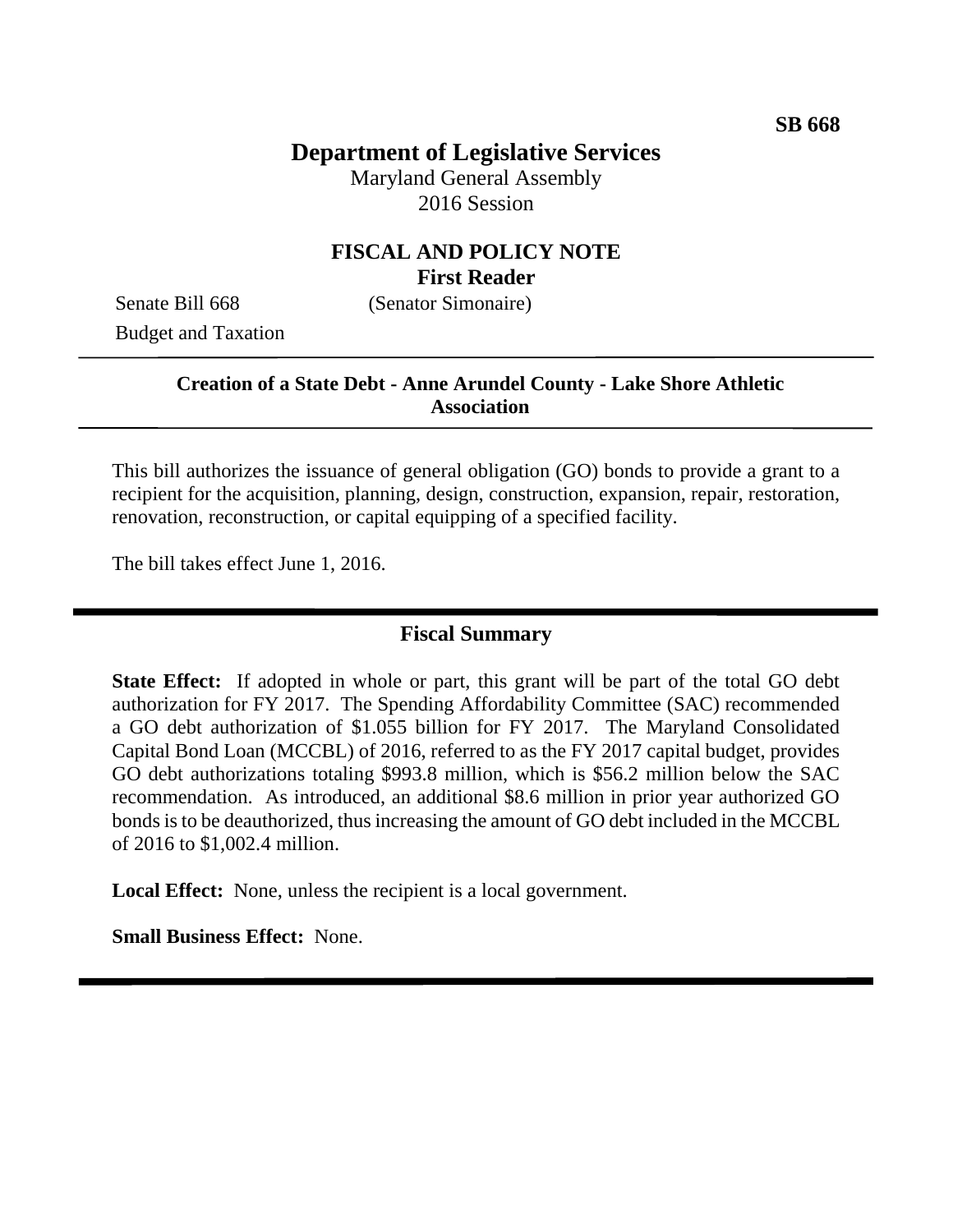SB 668

# Department of Legislative Services

Maryland General Assembly
2016 Session

## FISCAL AND POLICY NOTE
**First Reader**

Senate Bill 668 (Senator Simonaire)
Budget and Taxation

---

**Creation of a State Debt - Anne Arundel County - Lake Shore Athletic Association**

---

This bill authorizes the issuance of general obligation (GO) bonds to provide a grant to a recipient for the acquisition, planning, design, construction, expansion, repair, restoration, renovation, reconstruction, or capital equipping of a specified facility.

The bill takes effect June 1, 2016.

## Fiscal Summary

**State Effect:** If adopted in whole or part, this grant will be part of the total GO debt authorization for FY 2017. The Spending Affordability Committee (SAC) recommended a GO debt authorization of $1.055 billion for FY 2017. The Maryland Consolidated Capital Bond Loan (MCCBL) of 2016, referred to as the FY 2017 capital budget, provides GO debt authorizations totaling $993.8 million, which is $56.2 million below the SAC recommendation. As introduced, an additional $8.6 million in prior year authorized GO bonds is to be deauthorized, thus increasing the amount of GO debt included in the MCCBL of 2016 to $1,002.4 million.

**Local Effect:** None, unless the recipient is a local government.

**Small Business Effect:** None.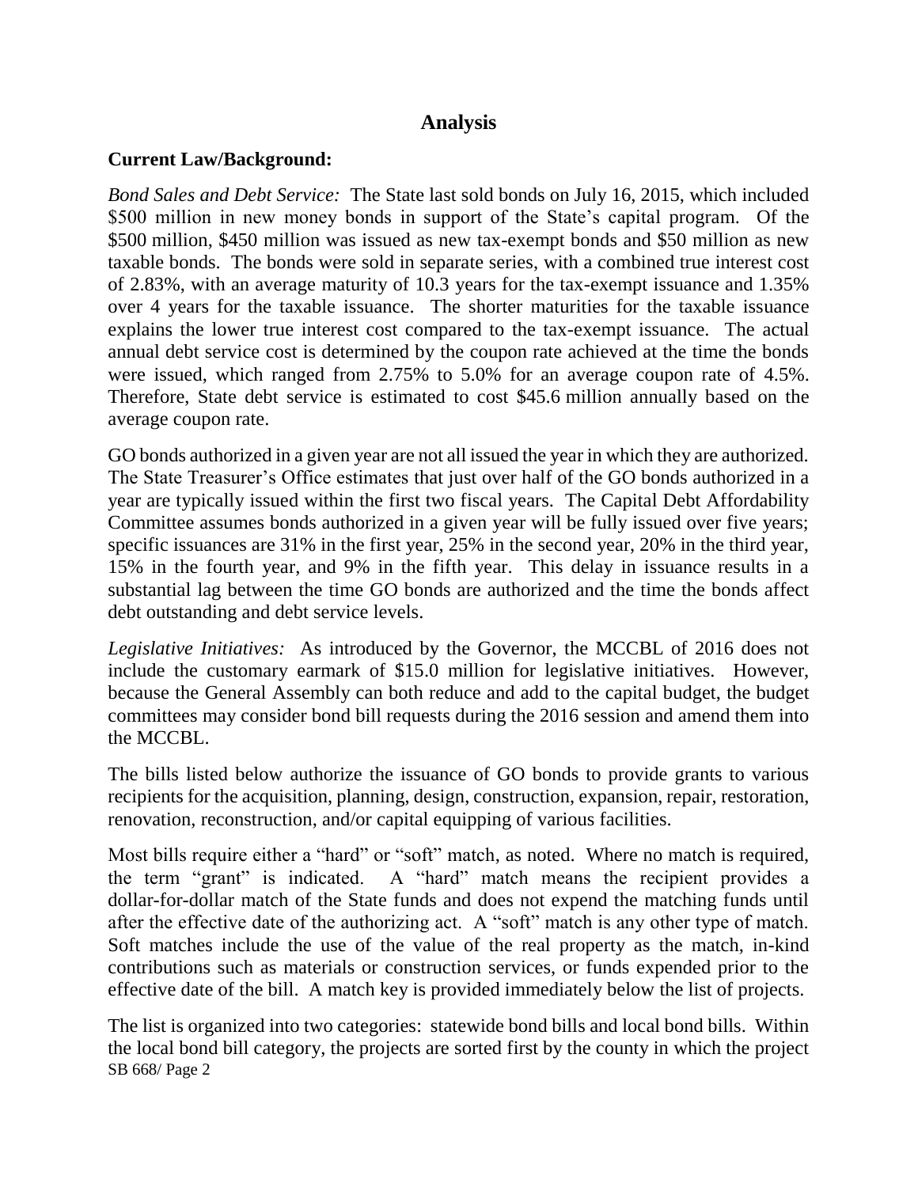## Analysis

**Current Law/Background:**

*Bond Sales and Debt Service:* The State last sold bonds on July 16, 2015, which included $500 million in new money bonds in support of the State's capital program. Of the $500 million, $450 million was issued as new tax-exempt bonds and $50 million as new taxable bonds. The bonds were sold in separate series, with a combined true interest cost of 2.83%, with an average maturity of 10.3 years for the tax-exempt issuance and 1.35% over 4 years for the taxable issuance. The shorter maturities for the taxable issuance explains the lower true interest cost compared to the tax-exempt issuance. The actual annual debt service cost is determined by the coupon rate achieved at the time the bonds were issued, which ranged from 2.75% to 5.0% for an average coupon rate of 4.5%. Therefore, State debt service is estimated to cost $45.6 million annually based on the average coupon rate.

GO bonds authorized in a given year are not all issued the year in which they are authorized. The State Treasurer's Office estimates that just over half of the GO bonds authorized in a year are typically issued within the first two fiscal years. The Capital Debt Affordability Committee assumes bonds authorized in a given year will be fully issued over five years; specific issuances are 31% in the first year, 25% in the second year, 20% in the third year, 15% in the fourth year, and 9% in the fifth year. This delay in issuance results in a substantial lag between the time GO bonds are authorized and the time the bonds affect debt outstanding and debt service levels.

*Legislative Initiatives:* As introduced by the Governor, the MCCBL of 2016 does not include the customary earmark of $15.0 million for legislative initiatives. However, because the General Assembly can both reduce and add to the capital budget, the budget committees may consider bond bill requests during the 2016 session and amend them into the MCCBL.

The bills listed below authorize the issuance of GO bonds to provide grants to various recipients for the acquisition, planning, design, construction, expansion, repair, restoration, renovation, reconstruction, and/or capital equipping of various facilities.

Most bills require either a "hard" or "soft" match, as noted. Where no match is required, the term "grant" is indicated. A "hard" match means the recipient provides a dollar-for-dollar match of the State funds and does not expend the matching funds until after the effective date of the authorizing act. A "soft" match is any other type of match. Soft matches include the use of the value of the real property as the match, in-kind contributions such as materials or construction services, or funds expended prior to the effective date of the bill. A match key is provided immediately below the list of projects.

The list is organized into two categories: statewide bond bills and local bond bills. Within the local bond bill category, the projects are sorted first by the county in which the project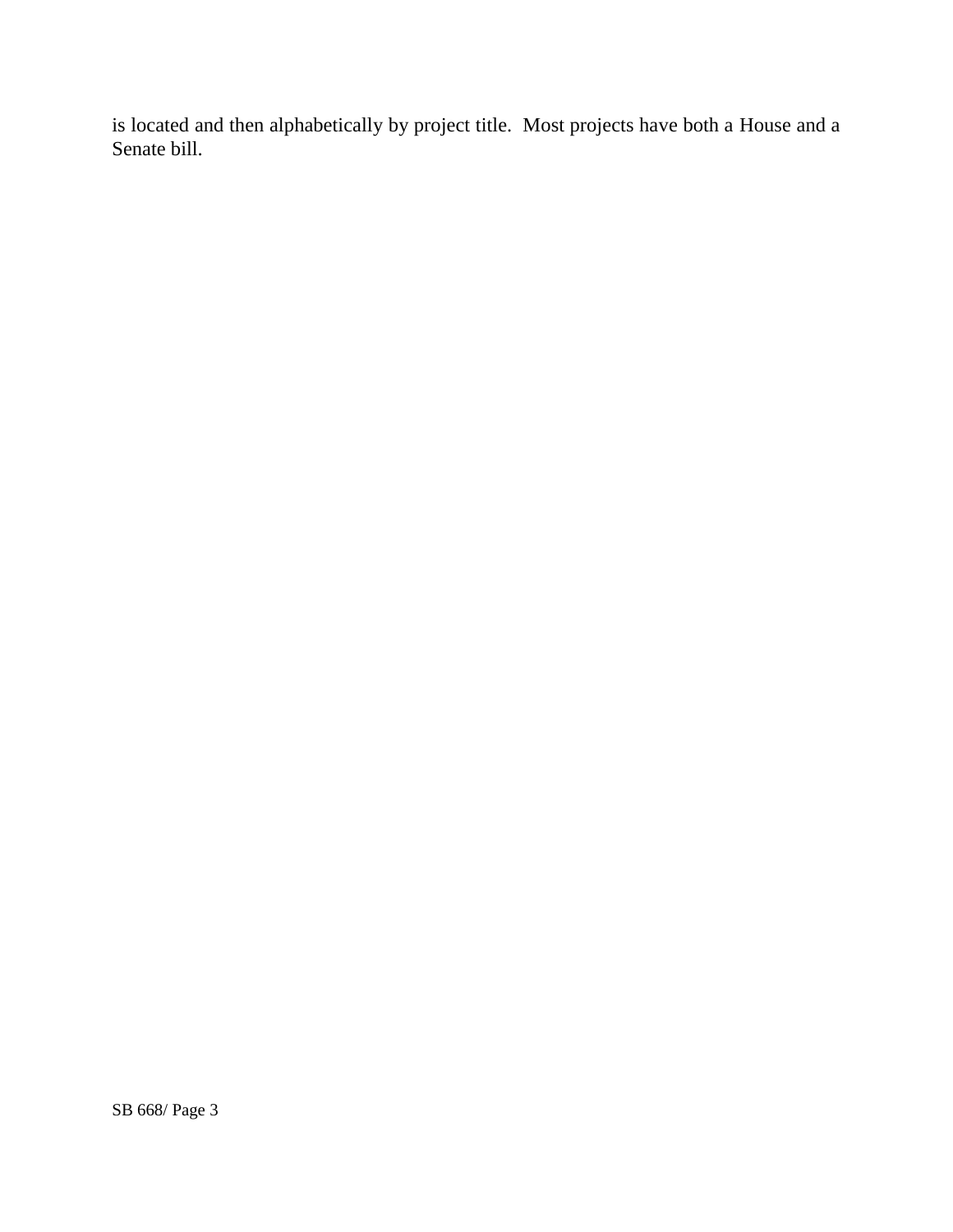is located and then alphabetically by project title. Most projects have both a House and a Senate bill.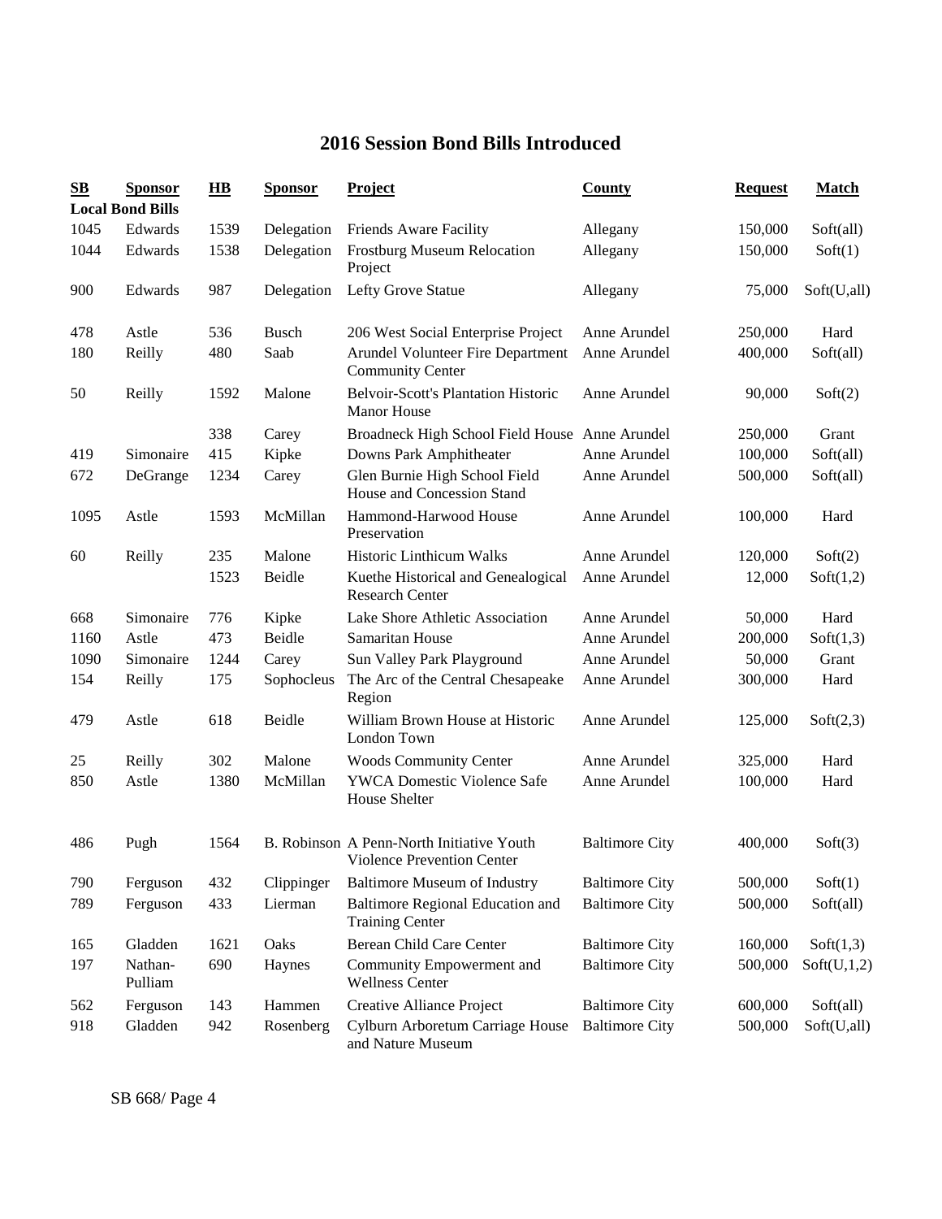# 2016 Session Bond Bills Introduced

| SB | Sponsor | HB | Sponsor | Project | County | Request | Match |
|---|---|---|---|---|---|---|---|
| **Local Bond Bills** | | | | | | | |
| 1045 | Edwards | 1539 | Delegation | Friends Aware Facility | Allegany | 150,000 | Soft(all) |
| 1044 | Edwards | 1538 | Delegation | Frostburg Museum Relocation Project | Allegany | 150,000 | Soft(1) |
| 900 | Edwards | 987 | Delegation | Lefty Grove Statue | Allegany | 75,000 | Soft(U,all) |
| 478 | Astle | 536 | Busch | 206 West Social Enterprise Project | Anne Arundel | 250,000 | Hard |
| 180 | Reilly | 480 | Saab | Arundel Volunteer Fire Department Community Center | Anne Arundel | 400,000 | Soft(all) |
| 50 | Reilly | 1592 | Malone | Belvoir-Scott's Plantation Historic Manor House | Anne Arundel | 90,000 | Soft(2) |
| | | 338 | Carey | Broadneck High School Field House | Anne Arundel | 250,000 | Grant |
| 419 | Simonaire | 415 | Kipke | Downs Park Amphitheater | Anne Arundel | 100,000 | Soft(all) |
| 672 | DeGrange | 1234 | Carey | Glen Burnie High School Field House and Concession Stand | Anne Arundel | 500,000 | Soft(all) |
| 1095 | Astle | 1593 | McMillan | Hammond-Harwood House Preservation | Anne Arundel | 100,000 | Hard |
| 60 | Reilly | 235 | Malone | Historic Linthicum Walks | Anne Arundel | 120,000 | Soft(2) |
| | | 1523 | Beidle | Kuethe Historical and Genealogical Research Center | Anne Arundel | 12,000 | Soft(1,2) |
| 668 | Simonaire | 776 | Kipke | Lake Shore Athletic Association | Anne Arundel | 50,000 | Hard |
| 1160 | Astle | 473 | Beidle | Samaritan House | Anne Arundel | 200,000 | Soft(1,3) |
| 1090 | Simonaire | 1244 | Carey | Sun Valley Park Playground | Anne Arundel | 50,000 | Grant |
| 154 | Reilly | 175 | Sophocleus | The Arc of the Central Chesapeake Region | Anne Arundel | 300,000 | Hard |
| 479 | Astle | 618 | Beidle | William Brown House at Historic London Town | Anne Arundel | 125,000 | Soft(2,3) |
| 25 | Reilly | 302 | Malone | Woods Community Center | Anne Arundel | 325,000 | Hard |
| 850 | Astle | 1380 | McMillan | YWCA Domestic Violence Safe House Shelter | Anne Arundel | 100,000 | Hard |
| 486 | Pugh | 1564 | B. Robinson | A Penn-North Initiative Youth Violence Prevention Center | Baltimore City | 400,000 | Soft(3) |
| 790 | Ferguson | 432 | Clippinger | Baltimore Museum of Industry | Baltimore City | 500,000 | Soft(1) |
| 789 | Ferguson | 433 | Lierman | Baltimore Regional Education and Training Center | Baltimore City | 500,000 | Soft(all) |
| 165 | Gladden | 1621 | Oaks | Berean Child Care Center | Baltimore City | 160,000 | Soft(1,3) |
| 197 | Nathan-Pulliam | 690 | Haynes | Community Empowerment and Wellness Center | Baltimore City | 500,000 | Soft(U,1,2) |
| 562 | Ferguson | 143 | Hammen | Creative Alliance Project | Baltimore City | 600,000 | Soft(all) |
| 918 | Gladden | 942 | Rosenberg | Cylburn Arboretum Carriage House and Nature Museum | Baltimore City | 500,000 | Soft(U,all) |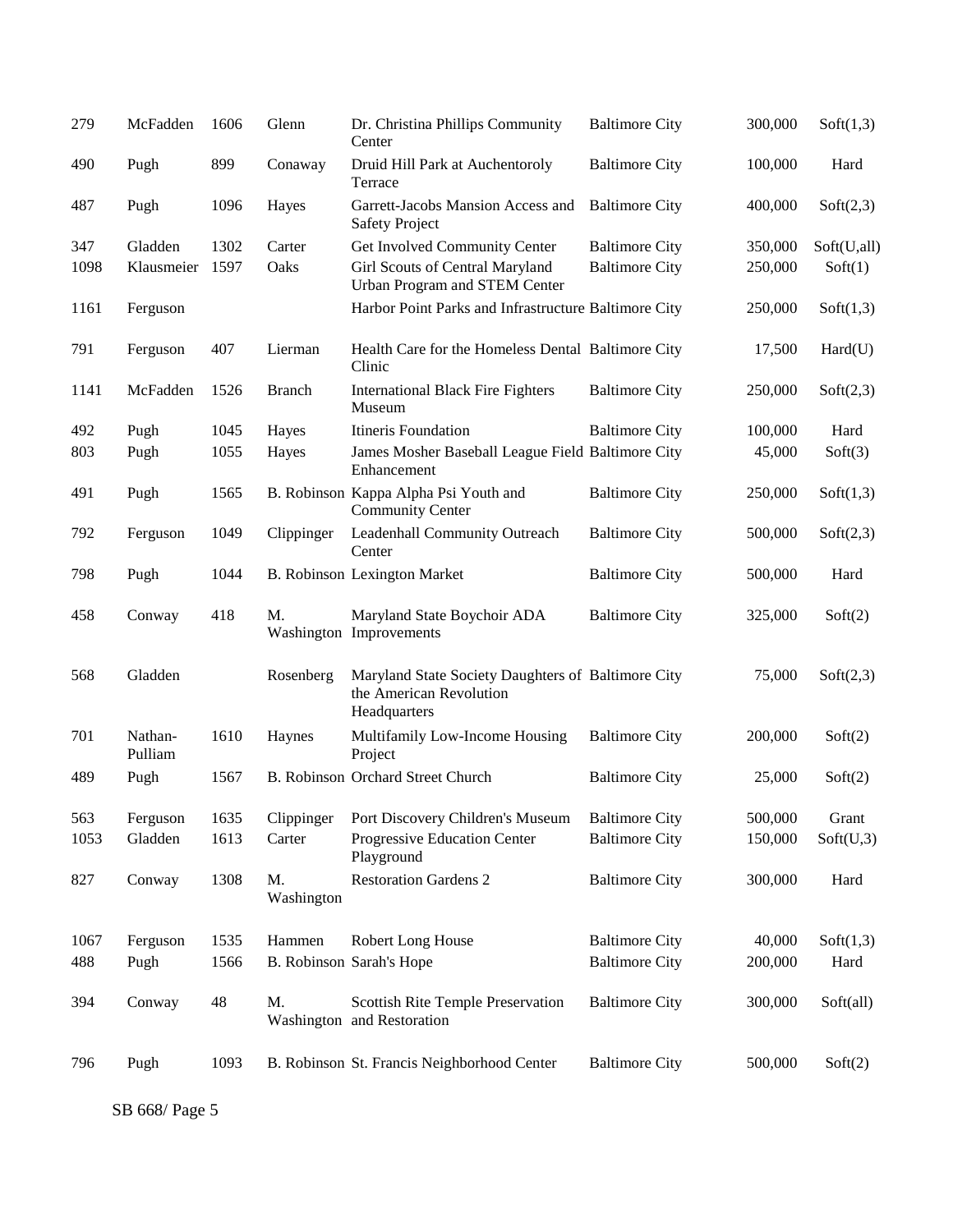| | | | | | | | |
|---|---|---|---|---|---|---|---|
| 279 | McFadden | 1606 | Glenn | Dr. Christina Phillips Community Center | Baltimore City | 300,000 | Soft(1,3) |
| 490 | Pugh | 899 | Conaway | Druid Hill Park at Auchentoroly Terrace | Baltimore City | 100,000 | Hard |
| 487 | Pugh | 1096 | Hayes | Garrett-Jacobs Mansion Access and Safety Project | Baltimore City | 400,000 | Soft(2,3) |
| 347 | Gladden | 1302 | Carter | Get Involved Community Center | Baltimore City | 350,000 | Soft(U,all) |
| 1098 | Klausmeier | 1597 | Oaks | Girl Scouts of Central Maryland Urban Program and STEM Center | Baltimore City | 250,000 | Soft(1) |
| 1161 | Ferguson | | | Harbor Point Parks and Infrastructure | Baltimore City | 250,000 | Soft(1,3) |
| 791 | Ferguson | 407 | Lierman | Health Care for the Homeless Dental Clinic | Baltimore City | 17,500 | Hard(U) |
| 1141 | McFadden | 1526 | Branch | International Black Fire Fighters Museum | Baltimore City | 250,000 | Soft(2,3) |
| 492 | Pugh | 1045 | Hayes | Itineris Foundation | Baltimore City | 100,000 | Hard |
| 803 | Pugh | 1055 | Hayes | James Mosher Baseball League Field Enhancement | Baltimore City | 45,000 | Soft(3) |
| 491 | Pugh | 1565 | B. Robinson | Kappa Alpha Psi Youth and Community Center | Baltimore City | 250,000 | Soft(1,3) |
| 792 | Ferguson | 1049 | Clippinger | Leadenhall Community Outreach Center | Baltimore City | 500,000 | Soft(2,3) |
| 798 | Pugh | 1044 | B. Robinson | Lexington Market | Baltimore City | 500,000 | Hard |
| 458 | Conway | 418 | M. Washington | Maryland State Boychoir ADA Improvements | Baltimore City | 325,000 | Soft(2) |
| 568 | Gladden | | Rosenberg | Maryland State Society Daughters of the American Revolution Headquarters | Baltimore City | 75,000 | Soft(2,3) |
| 701 | Nathan-Pulliam | 1610 | Haynes | Multifamily Low-Income Housing Project | Baltimore City | 200,000 | Soft(2) |
| 489 | Pugh | 1567 | B. Robinson | Orchard Street Church | Baltimore City | 25,000 | Soft(2) |
| 563 | Ferguson | 1635 | Clippinger | Port Discovery Children's Museum | Baltimore City | 500,000 | Grant |
| 1053 | Gladden | 1613 | Carter | Progressive Education Center Playground | Baltimore City | 150,000 | Soft(U,3) |
| 827 | Conway | 1308 | M. Washington | Restoration Gardens 2 | Baltimore City | 300,000 | Hard |
| 1067 | Ferguson | 1535 | Hammen | Robert Long House | Baltimore City | 40,000 | Soft(1,3) |
| 488 | Pugh | 1566 | B. Robinson | Sarah's Hope | Baltimore City | 200,000 | Hard |
| 394 | Conway | 48 | M. Washington | Scottish Rite Temple Preservation and Restoration | Baltimore City | 300,000 | Soft(all) |
| 796 | Pugh | 1093 | B. Robinson | St. Francis Neighborhood Center | Baltimore City | 500,000 | Soft(2) |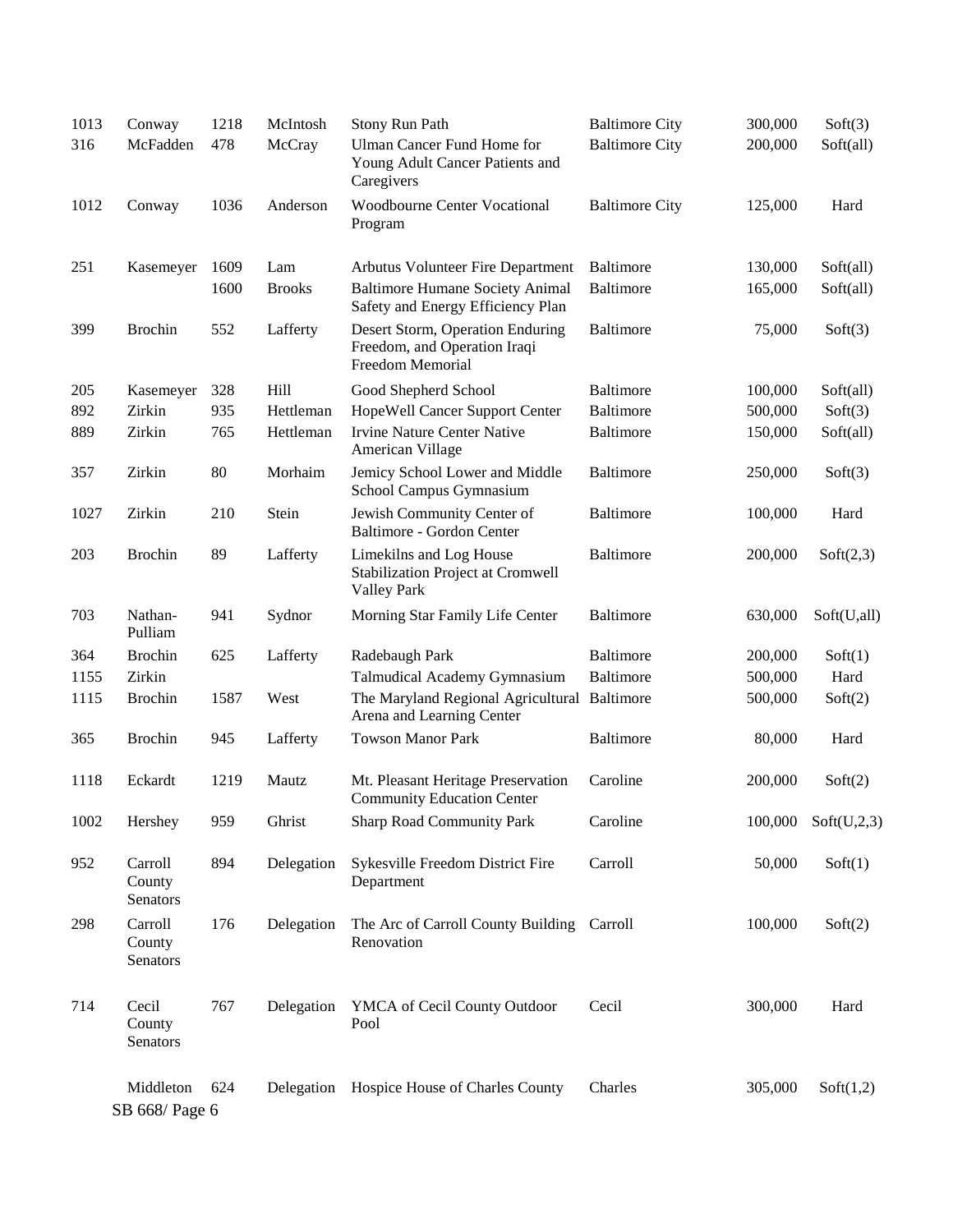| | | | | | | | |
|---|---|---|---|---|---|---|---|
| 1013 | Conway | 1218 | McIntosh | Stony Run Path | Baltimore City | 300,000 | Soft(3) |
| 316 | McFadden | 478 | McCray | Ulman Cancer Fund Home for Young Adult Cancer Patients and Caregivers | Baltimore City | 200,000 | Soft(all) |
| 1012 | Conway | 1036 | Anderson | Woodbourne Center Vocational Program | Baltimore City | 125,000 | Hard |
| 251 | Kasemeyer | 1609 | Lam | Arbutus Volunteer Fire Department | Baltimore | 130,000 | Soft(all) |
| | | 1600 | Brooks | Baltimore Humane Society Animal Safety and Energy Efficiency Plan | Baltimore | 165,000 | Soft(all) |
| 399 | Brochin | 552 | Lafferty | Desert Storm, Operation Enduring Freedom, and Operation Iraqi Freedom Memorial | Baltimore | 75,000 | Soft(3) |
| 205 | Kasemeyer | 328 | Hill | Good Shepherd School | Baltimore | 100,000 | Soft(all) |
| 892 | Zirkin | 935 | Hettleman | HopeWell Cancer Support Center | Baltimore | 500,000 | Soft(3) |
| 889 | Zirkin | 765 | Hettleman | Irvine Nature Center Native American Village | Baltimore | 150,000 | Soft(all) |
| 357 | Zirkin | 80 | Morhaim | Jemicy School Lower and Middle School Campus Gymnasium | Baltimore | 250,000 | Soft(3) |
| 1027 | Zirkin | 210 | Stein | Jewish Community Center of Baltimore - Gordon Center | Baltimore | 100,000 | Hard |
| 203 | Brochin | 89 | Lafferty | Limekilns and Log House Stabilization Project at Cromwell Valley Park | Baltimore | 200,000 | Soft(2,3) |
| 703 | Nathan-Pulliam | 941 | Sydnor | Morning Star Family Life Center | Baltimore | 630,000 | Soft(U,all) |
| 364 | Brochin | 625 | Lafferty | Radebaugh Park | Baltimore | 200,000 | Soft(1) |
| 1155 | Zirkin | | | Talmudical Academy Gymnasium | Baltimore | 500,000 | Hard |
| 1115 | Brochin | 1587 | West | The Maryland Regional Agricultural Arena and Learning Center | Baltimore | 500,000 | Soft(2) |
| 365 | Brochin | 945 | Lafferty | Towson Manor Park | Baltimore | 80,000 | Hard |
| 1118 | Eckardt | 1219 | Mautz | Mt. Pleasant Heritage Preservation Community Education Center | Caroline | 200,000 | Soft(2) |
| 1002 | Hershey | 959 | Ghrist | Sharp Road Community Park | Caroline | 100,000 | Soft(U,2,3) |
| 952 | Carroll County Senators | 894 | Delegation | Sykesville Freedom District Fire Department | Carroll | 50,000 | Soft(1) |
| 298 | Carroll County Senators | 176 | Delegation | The Arc of Carroll County Building Renovation | Carroll | 100,000 | Soft(2) |
| 714 | Cecil County Senators | 767 | Delegation | YMCA of Cecil County Outdoor Pool | Cecil | 300,000 | Hard |
| | Middleton | 624 | Delegation | Hospice House of Charles County | Charles | 305,000 | Soft(1,2) |

SB 668/ Page 6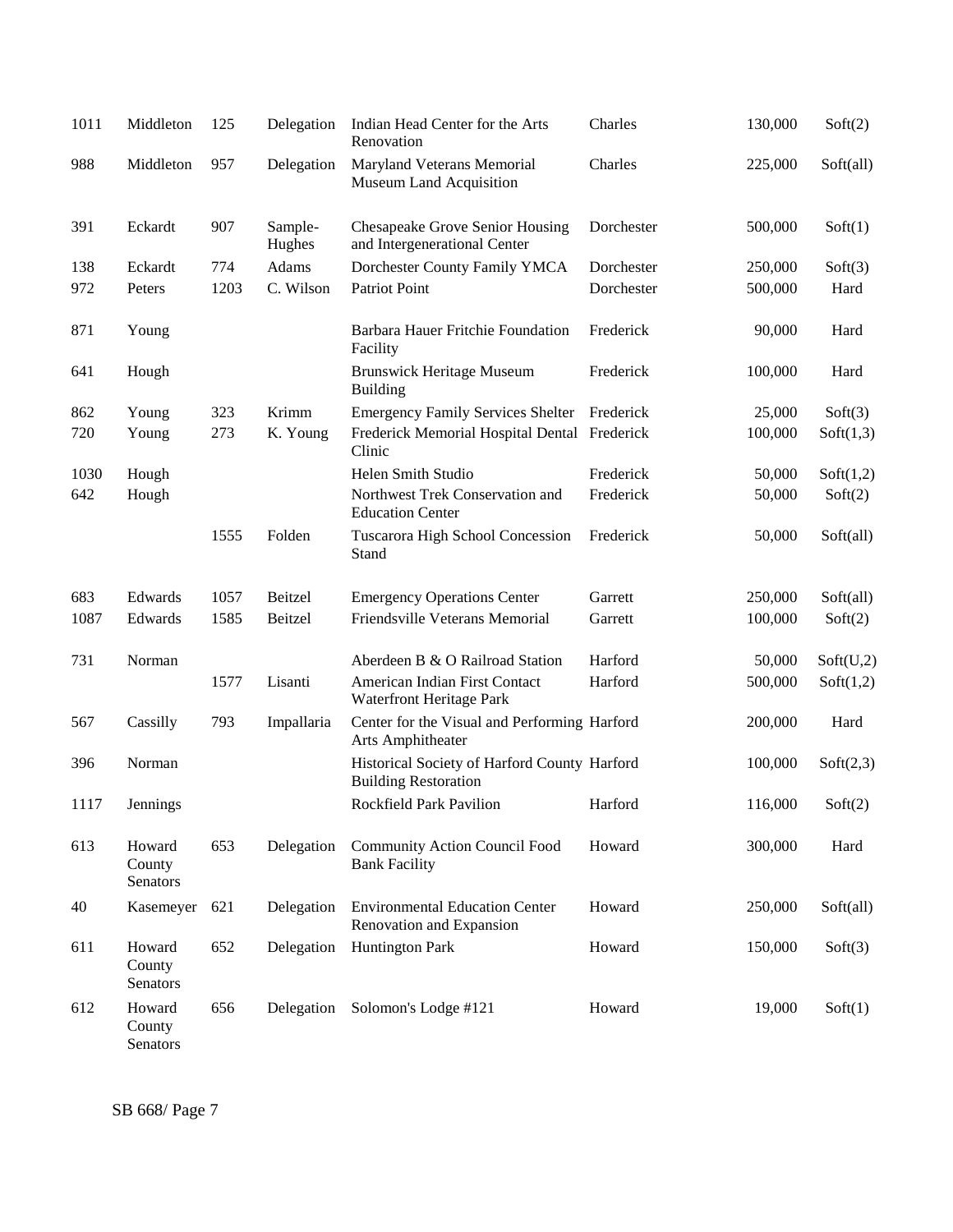| | | | | | | | |
|---|---|---|---|---|---|---|---|
| 1011 | Middleton | 125 | Delegation | Indian Head Center for the Arts Renovation | Charles | 130,000 | Soft(2) |
| 988 | Middleton | 957 | Delegation | Maryland Veterans Memorial Museum Land Acquisition | Charles | 225,000 | Soft(all) |
| 391 | Eckardt | 907 | Sample-Hughes | Chesapeake Grove Senior Housing and Intergenerational Center | Dorchester | 500,000 | Soft(1) |
| 138 | Eckardt | 774 | Adams | Dorchester County Family YMCA | Dorchester | 250,000 | Soft(3) |
| 972 | Peters | 1203 | C. Wilson | Patriot Point | Dorchester | 500,000 | Hard |
| 871 | Young | | | Barbara Hauer Fritchie Foundation Facility | Frederick | 90,000 | Hard |
| 641 | Hough | | | Brunswick Heritage Museum Building | Frederick | 100,000 | Hard |
| 862 | Young | 323 | Krimm | Emergency Family Services Shelter | Frederick | 25,000 | Soft(3) |
| 720 | Young | 273 | K. Young | Frederick Memorial Hospital Dental Clinic | Frederick | 100,000 | Soft(1,3) |
| 1030 | Hough | | | Helen Smith Studio | Frederick | 50,000 | Soft(1,2) |
| 642 | Hough | | | Northwest Trek Conservation and Education Center | Frederick | 50,000 | Soft(2) |
| | | 1555 | Folden | Tuscarora High School Concession Stand | Frederick | 50,000 | Soft(all) |
| 683 | Edwards | 1057 | Beitzel | Emergency Operations Center | Garrett | 250,000 | Soft(all) |
| 1087 | Edwards | 1585 | Beitzel | Friendsville Veterans Memorial | Garrett | 100,000 | Soft(2) |
| 731 | Norman | | | Aberdeen B & O Railroad Station | Harford | 50,000 | Soft(U,2) |
| | | 1577 | Lisanti | American Indian First Contact Waterfront Heritage Park | Harford | 500,000 | Soft(1,2) |
| 567 | Cassilly | 793 | Impallaria | Center for the Visual and Performing Arts Amphitheater | Harford | 200,000 | Hard |
| 396 | Norman | | | Historical Society of Harford County Building Restoration | Harford | 100,000 | Soft(2,3) |
| 1117 | Jennings | | | Rockfield Park Pavilion | Harford | 116,000 | Soft(2) |
| 613 | Howard County Senators | 653 | Delegation | Community Action Council Food Bank Facility | Howard | 300,000 | Hard |
| 40 | Kasemeyer | 621 | Delegation | Environmental Education Center Renovation and Expansion | Howard | 250,000 | Soft(all) |
| 611 | Howard County Senators | 652 | Delegation | Huntington Park | Howard | 150,000 | Soft(3) |
| 612 | Howard County Senators | 656 | Delegation | Solomon's Lodge #121 | Howard | 19,000 | Soft(1) |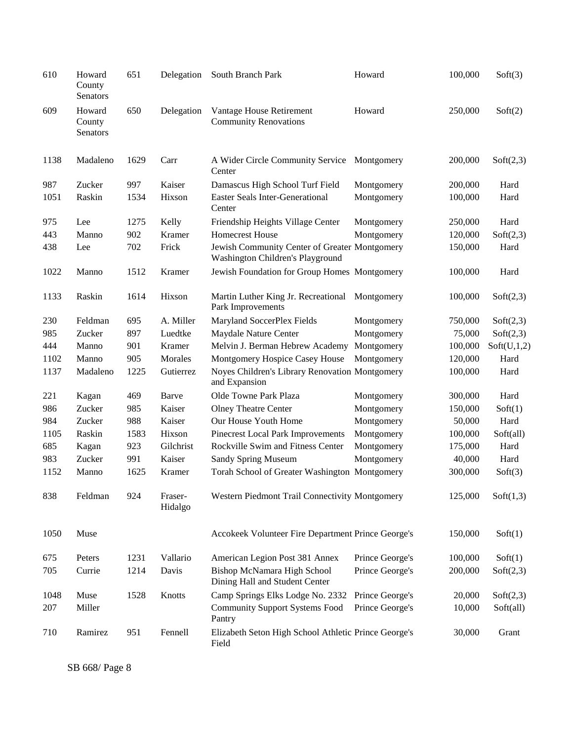| | | | | | | | |
|---|---|---|---|---|---|---|---|
| 610 | Howard County Senators | 651 | Delegation | South Branch Park | Howard | 100,000 | Soft(3) |
| 609 | Howard County Senators | 650 | Delegation | Vantage House Retirement Community Renovations | Howard | 250,000 | Soft(2) |
| 1138 | Madaleno | 1629 | Carr | A Wider Circle Community Service Center | Montgomery | 200,000 | Soft(2,3) |
| 987 | Zucker | 997 | Kaiser | Damascus High School Turf Field | Montgomery | 200,000 | Hard |
| 1051 | Raskin | 1534 | Hixson | Easter Seals Inter-Generational Center | Montgomery | 100,000 | Hard |
| 975 | Lee | 1275 | Kelly | Friendship Heights Village Center | Montgomery | 250,000 | Hard |
| 443 | Manno | 902 | Kramer | Homecrest House | Montgomery | 120,000 | Soft(2,3) |
| 438 | Lee | 702 | Frick | Jewish Community Center of Greater Washington Children's Playground | Montgomery | 150,000 | Hard |
| 1022 | Manno | 1512 | Kramer | Jewish Foundation for Group Homes | Montgomery | 100,000 | Hard |
| 1133 | Raskin | 1614 | Hixson | Martin Luther King Jr. Recreational Park Improvements | Montgomery | 100,000 | Soft(2,3) |
| 230 | Feldman | 695 | A. Miller | Maryland SoccerPlex Fields | Montgomery | 750,000 | Soft(2,3) |
| 985 | Zucker | 897 | Luedtke | Maydale Nature Center | Montgomery | 75,000 | Soft(2,3) |
| 444 | Manno | 901 | Kramer | Melvin J. Berman Hebrew Academy | Montgomery | 100,000 | Soft(U,1,2) |
| 1102 | Manno | 905 | Morales | Montgomery Hospice Casey House | Montgomery | 120,000 | Hard |
| 1137 | Madaleno | 1225 | Gutierrez | Noyes Children's Library Renovation and Expansion | Montgomery | 100,000 | Hard |
| 221 | Kagan | 469 | Barve | Olde Towne Park Plaza | Montgomery | 300,000 | Hard |
| 986 | Zucker | 985 | Kaiser | Olney Theatre Center | Montgomery | 150,000 | Soft(1) |
| 984 | Zucker | 988 | Kaiser | Our House Youth Home | Montgomery | 50,000 | Hard |
| 1105 | Raskin | 1583 | Hixson | Pinecrest Local Park Improvements | Montgomery | 100,000 | Soft(all) |
| 685 | Kagan | 923 | Gilchrist | Rockville Swim and Fitness Center | Montgomery | 175,000 | Hard |
| 983 | Zucker | 991 | Kaiser | Sandy Spring Museum | Montgomery | 40,000 | Hard |
| 1152 | Manno | 1625 | Kramer | Torah School of Greater Washington | Montgomery | 300,000 | Soft(3) |
| 838 | Feldman | 924 | Fraser-Hidalgo | Western Piedmont Trail Connectivity | Montgomery | 125,000 | Soft(1,3) |
| 1050 | Muse | | | Accokeek Volunteer Fire Department | Prince George's | 150,000 | Soft(1) |
| 675 | Peters | 1231 | Vallario | American Legion Post 381 Annex | Prince George's | 100,000 | Soft(1) |
| 705 | Currie | 1214 | Davis | Bishop McNamara High School Dining Hall and Student Center | Prince George's | 200,000 | Soft(2,3) |
| 1048 | Muse | 1528 | Knotts | Camp Springs Elks Lodge No. 2332 | Prince George's | 20,000 | Soft(2,3) |
| 207 | Miller | | | Community Support Systems Food Pantry | Prince George's | 10,000 | Soft(all) |
| 710 | Ramirez | 951 | Fennell | Elizabeth Seton High School Athletic Field | Prince George's | 30,000 | Grant |

SB 668/ Page 8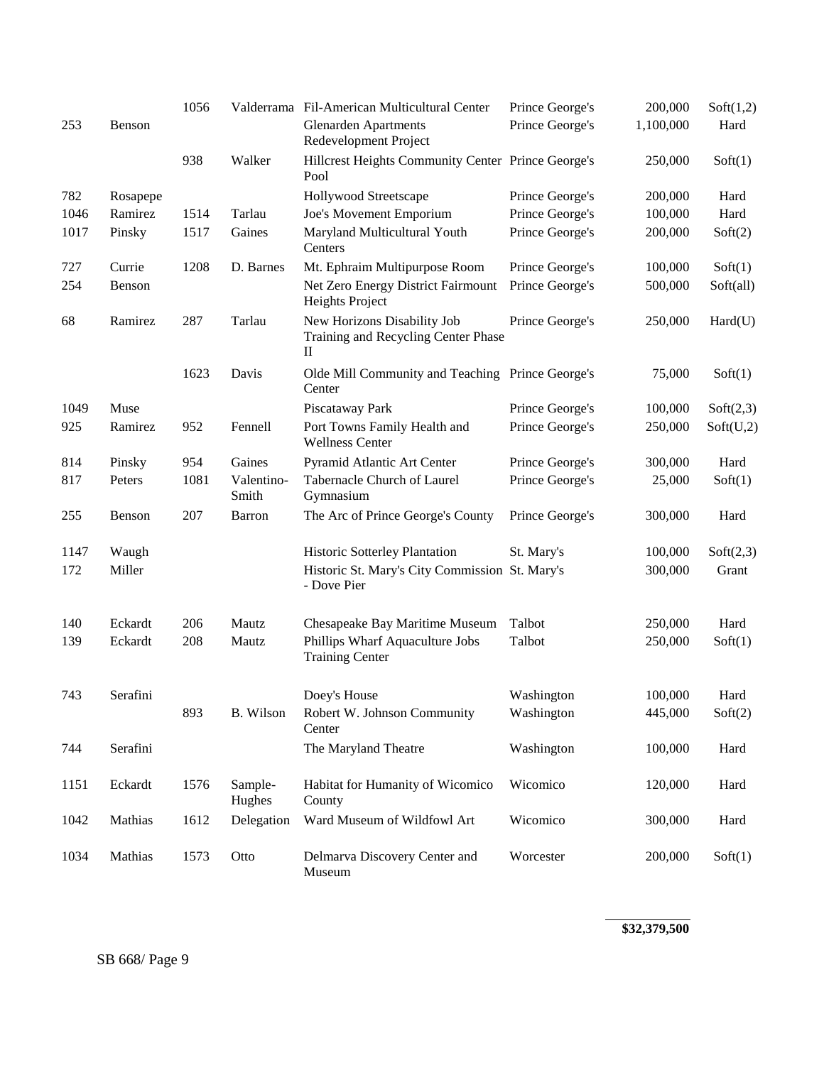| | | | | | | | |
|---|---|---|---|---|---|---|---|
| | | 1056 | Valderrama | Fil-American Multicultural Center | Prince George's | 200,000 | Soft(1,2) |
| 253 | Benson | | | Glenarden Apartments Redevelopment Project | Prince George's | 1,100,000 | Hard |
| | | 938 | Walker | Hillcrest Heights Community Center Pool | Prince George's | 250,000 | Soft(1) |
| 782 | Rosapepe | | | Hollywood Streetscape | Prince George's | 200,000 | Hard |
| 1046 | Ramirez | 1514 | Tarlau | Joe's Movement Emporium | Prince George's | 100,000 | Hard |
| 1017 | Pinsky | 1517 | Gaines | Maryland Multicultural Youth Centers | Prince George's | 200,000 | Soft(2) |
| 727 | Currie | 1208 | D. Barnes | Mt. Ephraim Multipurpose Room | Prince George's | 100,000 | Soft(1) |
| 254 | Benson | | | Net Zero Energy District Fairmount Heights Project | Prince George's | 500,000 | Soft(all) |
| 68 | Ramirez | 287 | Tarlau | New Horizons Disability Job Training and Recycling Center Phase II | Prince George's | 250,000 | Hard(U) |
| | | 1623 | Davis | Olde Mill Community and Teaching Center | Prince George's | 75,000 | Soft(1) |
| 1049 | Muse | | | Piscataway Park | Prince George's | 100,000 | Soft(2,3) |
| 925 | Ramirez | 952 | Fennell | Port Towns Family Health and Wellness Center | Prince George's | 250,000 | Soft(U,2) |
| 814 | Pinsky | 954 | Gaines | Pyramid Atlantic Art Center | Prince George's | 300,000 | Hard |
| 817 | Peters | 1081 | Valentino-Smith | Tabernacle Church of Laurel Gymnasium | Prince George's | 25,000 | Soft(1) |
| 255 | Benson | 207 | Barron | The Arc of Prince George's County | Prince George's | 300,000 | Hard |
| 1147 | Waugh | | | Historic Sotterley Plantation | St. Mary's | 100,000 | Soft(2,3) |
| 172 | Miller | | | Historic St. Mary's City Commission - Dove Pier | St. Mary's | 300,000 | Grant |
| 140 | Eckardt | 206 | Mautz | Chesapeake Bay Maritime Museum | Talbot | 250,000 | Hard |
| 139 | Eckardt | 208 | Mautz | Phillips Wharf Aquaculture Jobs Training Center | Talbot | 250,000 | Soft(1) |
| 743 | Serafini | | | Doey's House | Washington | 100,000 | Hard |
| | | 893 | B. Wilson | Robert W. Johnson Community Center | Washington | 445,000 | Soft(2) |
| 744 | Serafini | | | The Maryland Theatre | Washington | 100,000 | Hard |
| 1151 | Eckardt | 1576 | Sample-Hughes | Habitat for Humanity of Wicomico County | Wicomico | 120,000 | Hard |
| 1042 | Mathias | 1612 | Delegation | Ward Museum of Wildfowl Art | Wicomico | 300,000 | Hard |
| 1034 | Mathias | 1573 | Otto | Delmarva Discovery Center and Museum | Worcester | 200,000 | Soft(1) |
| | | | | | | **$32,379,500** | |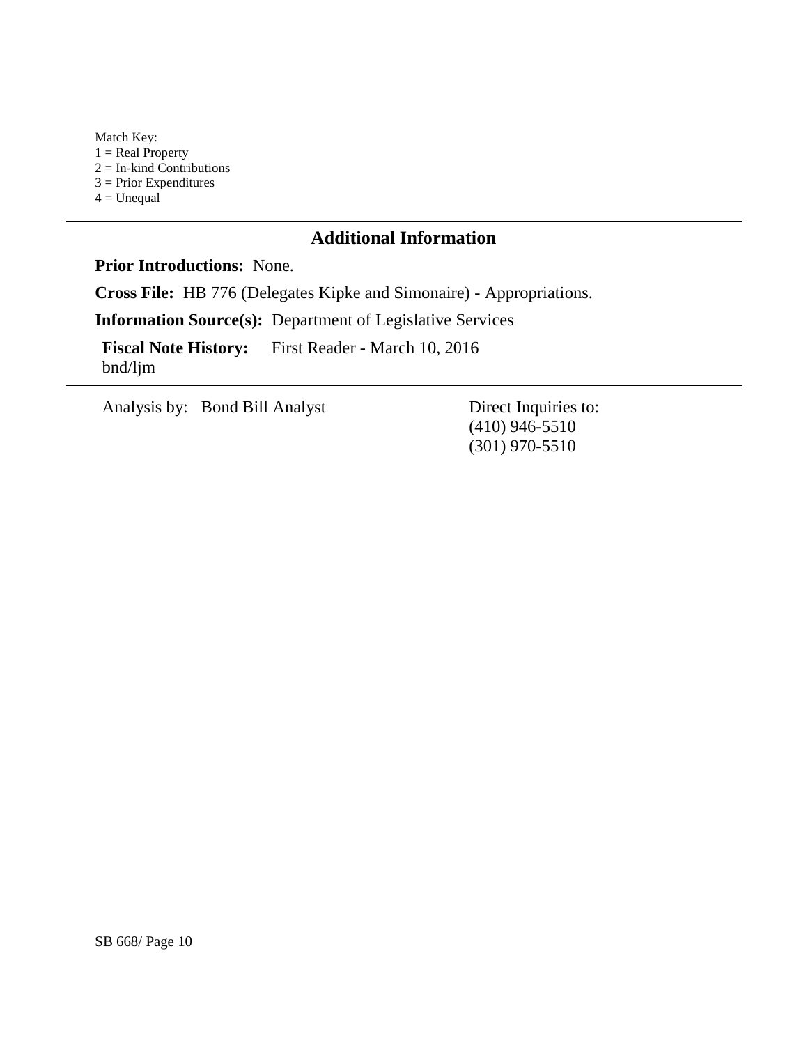Match Key:
1 = Real Property
2 = In-kind Contributions
3 = Prior Expenditures
4 = Unequal

## Additional Information

**Prior Introductions:** None.

**Cross File:** HB 776 (Delegates Kipke and Simonaire) - Appropriations.

**Information Source(s):** Department of Legislative Services

**Fiscal Note History:** First Reader - March 10, 2016
bnd/ljm

Analysis by: Bond Bill Analyst

Direct Inquiries to:
(410) 946-5510
(301) 970-5510